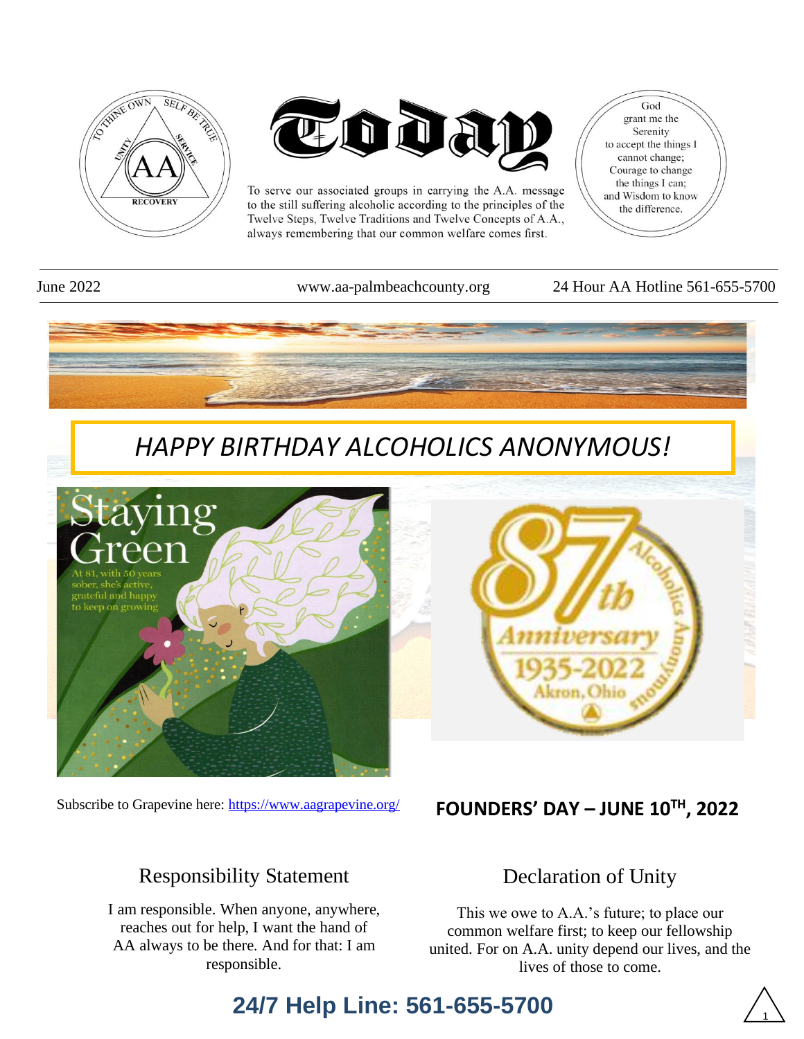# Today

To serve our associated groups in carrying the A.A. message to the still suffering alcoholic according to the principles of the Twelve Steps, Twelve Traditions and Twelve Concepts of A.A., always remembering that our common welfare comes first.

God grant me the Serenity to accept the things I cannot change; Courage to change the things I can; and Wisdom to know the difference.

June 2022 | www.aa-palmbeachcounty.org | 24 Hour AA Hotline 561-655-5700

## *HAPPY BIRTHDAY ALCOHOLICS ANONYMOUS!*

Staying Green

At 81, with 50 years sober, she's active, grateful and happy to keep on growing

87th Anniversary 1935-2022 Akron, Ohio — Alcoholics Anonymous

Subscribe to Grapevine here: [https://www.aagrapevine.org/](https://www.aagrapevine.org/)

**FOUNDERS' DAY – JUNE 10TH, 2022**

## Responsibility Statement

I am responsible. When anyone, anywhere, reaches out for help, I want the hand of AA always to be there. And for that: I am responsible.

## Declaration of Unity

This we owe to A.A.'s future; to place our common welfare first; to keep our fellowship united. For on A.A. unity depend our lives, and the lives of those to come.

## 24/7 Help Line: 561-655-5700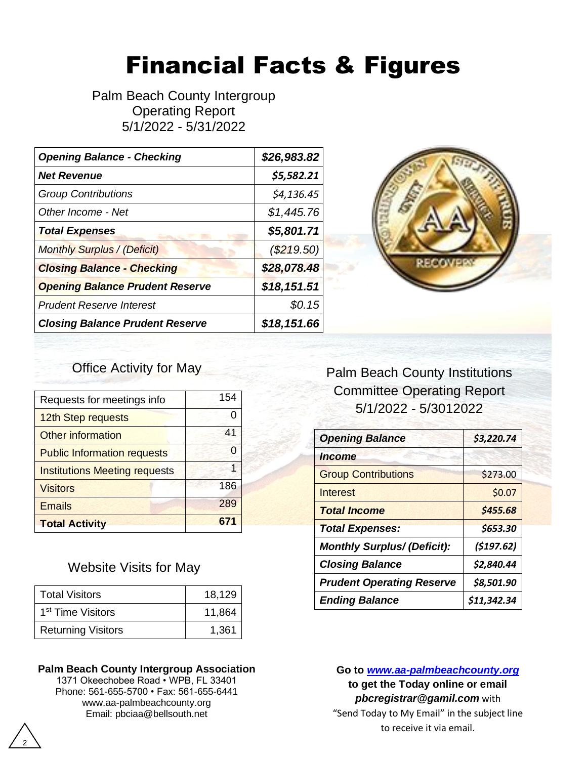# Financial Facts & Figures

Palm Beach County Intergroup
Operating Report
5/1/2022 - 5/31/2022

| | |
|---|---|
| ***Opening Balance - Checking*** | ***$26,983.82*** |
| ***Net Revenue*** | ***$5,582.21*** |
| *Group Contributions* | *$4,136.45* |
| *Other Income - Net* | *$1,445.76* |
| ***Total Expenses*** | ***$5,801.71*** |
| *Monthly Surplus / (Deficit)* | *($219.50)* |
| ***Closing Balance - Checking*** | ***$28,078.48*** |
| ***Opening Balance Prudent Reserve*** | ***$18,151.51*** |
| *Prudent Reserve Interest* | *$0.15* |
| ***Closing Balance Prudent Reserve*** | ***$18,151.66*** |

## Office Activity for May

| | |
|---|---|
| Requests for meetings info | 154 |
| 12th Step requests | 0 |
| Other information | 41 |
| Public Information requests | 0 |
| Institutions Meeting requests | 1 |
| Visitors | 186 |
| Emails | 289 |
| **Total Activity** | **671** |

## Website Visits for May

| | |
|---|---|
| Total Visitors | 18,129 |
| 1st Time Visitors | 11,864 |
| Returning Visitors | 1,361 |

## Palm Beach County Institutions Committee Operating Report 5/1/2022 - 5/3012022

| | |
|---|---|
| ***Opening Balance*** | ***$3,220.74*** |
| ***Income*** | |
| Group Contributions | $273.00 |
| Interest | $0.07 |
| ***Total Income*** | ***$455.68*** |
| ***Total Expenses:*** | ***$653.30*** |
| ***Monthly Surplus/ (Deficit):*** | ***($197.62)*** |
| ***Closing Balance*** | ***$2,840.44*** |
| ***Prudent Operating Reserve*** | ***$8,501.90*** |
| ***Ending Balance*** | ***$11,342.34*** |

**Palm Beach County Intergroup Association**
1371 Okeechobee Road • WPB, FL 33401
Phone: 561-655-5700 • Fax: 561-655-6441
www.aa-palmbeachcounty.org
Email: pbciaa@bellsouth.net

**Go to *www.aa-palmbeachcounty.org* to get the Today online or email *pbcregistrar@gamil.com*** with "Send Today to My Email" in the subject line to receive it via email.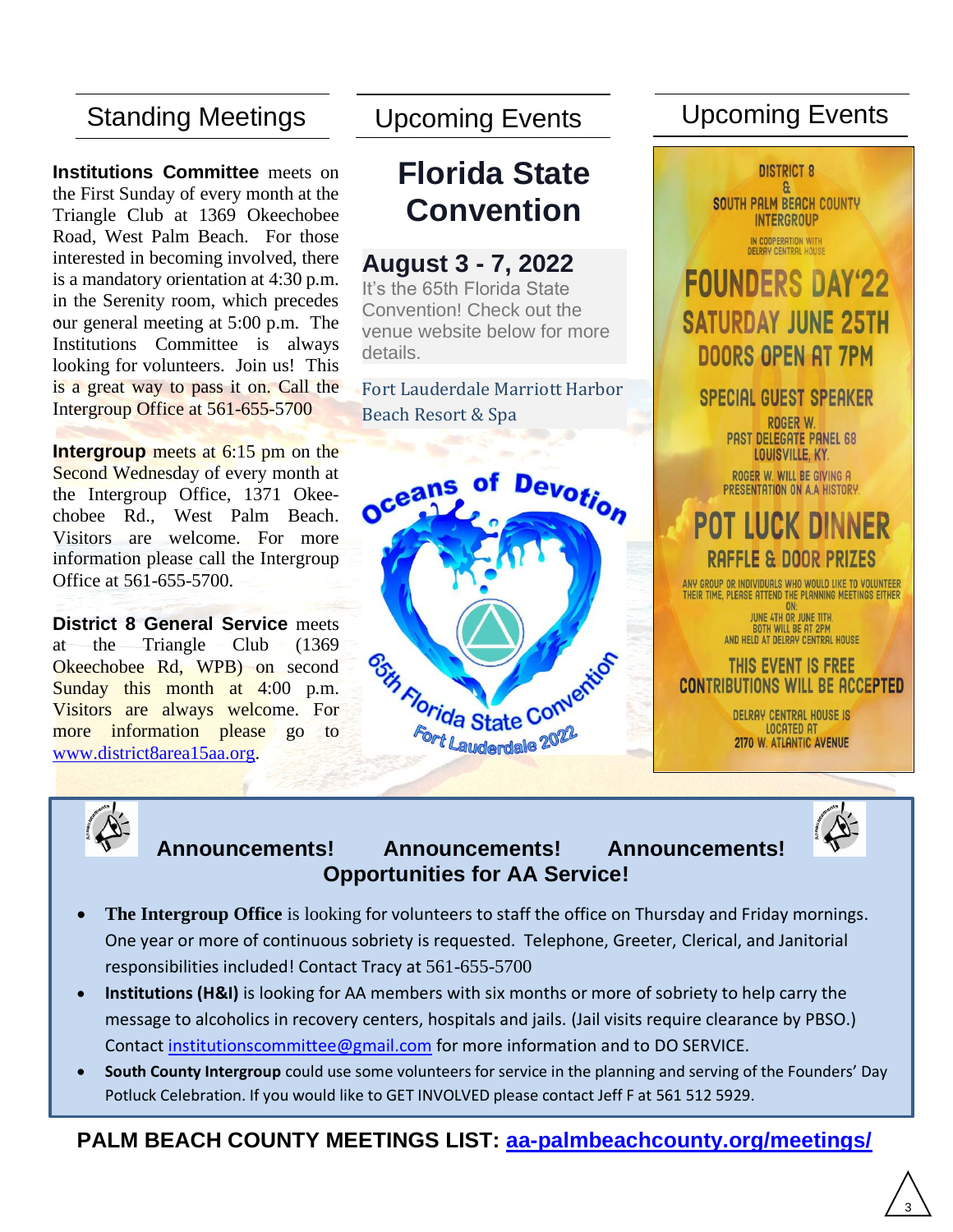## Standing Meetings

**Institutions Committee** meets on the First Sunday of every month at the Triangle Club at 1369 Okeechobee Road, West Palm Beach. For those interested in becoming involved, there is a mandatory orientation at 4:30 p.m. in the Serenity room, which precedes our general meeting at 5:00 p.m. The Institutions Committee is always looking for volunteers. Join us! This is a great way to pass it on. Call the Intergroup Office at 561-655-5700

**Intergroup** meets at 6:15 pm on the Second Wednesday of every month at the Intergroup Office, 1371 Okeechobee Rd., West Palm Beach. Visitors are welcome. For more information please call the Intergroup Office at 561-655-5700.

**District 8 General Service** meets at the Triangle Club (1369 Okeechobee Rd, WPB) on second Sunday this month at 4:00 p.m. Visitors are always welcome. For more information please go to www.district8area15aa.org.

## Upcoming Events

# Florida State Convention

### August 3 - 7, 2022

It's the 65th Florida State Convention! Check out the venue website below for more details.

Fort Lauderdale Marriott Harbor Beach Resort & Spa

Oceans of Devotion

65th Florida State Convention

Fort Lauderdale 2022

## Upcoming Events

DISTRICT 8 & SOUTH PALM BEACH COUNTY INTERGROUP

IN COOPERATION WITH DELRAY CENTRAL HOUSE

**FOUNDERS DAY'22**

**SATURDAY JUNE 25TH**

**DOORS OPEN AT 7PM**

SPECIAL GUEST SPEAKER

ROGER W.
PAST DELEGATE PANEL 68
LOUISVILLE, KY.

ROGER W. WILL BE GIVING A PRESENTATION ON A.A HISTORY.

**POT LUCK DINNER**

RAFFLE & DOOR PRIZES

ANY GROUP OR INDIVIDUALS WHO WOULD LIKE TO VOLUNTEER THEIR TIME, PLEASE ATTEND THE PLANNING MEETINGS EITHER ON:
JUNE 4TH OR JUNE 11TH.
BOTH WILL BE AT 2PM
AND HELD AT DELRAY CENTRAL HOUSE

THIS EVENT IS FREE
CONTRIBUTIONS WILL BE ACCEPTED

DELRAY CENTRAL HOUSE IS LOCATED AT
2170 W. ATLANTIC AVENUE

## Announcements! Announcements! Announcements!

### Opportunities for AA Service!

- **The Intergroup Office** is looking for volunteers to staff the office on Thursday and Friday mornings. One year or more of continuous sobriety is requested. Telephone, Greeter, Clerical, and Janitorial responsibilities included! Contact Tracy at 561-655-5700
- **Institutions (H&I)** is looking for AA members with six months or more of sobriety to help carry the message to alcoholics in recovery centers, hospitals and jails. (Jail visits require clearance by PBSO.) Contact institutionscommittee@gmail.com for more information and to DO SERVICE.
- **South County Intergroup** could use some volunteers for service in the planning and serving of the Founders' Day Potluck Celebration. If you would like to GET INVOLVED please contact Jeff F at 561 512 5929.

**PALM BEACH COUNTY MEETINGS LIST: aa-palmbeachcounty.org/meetings/**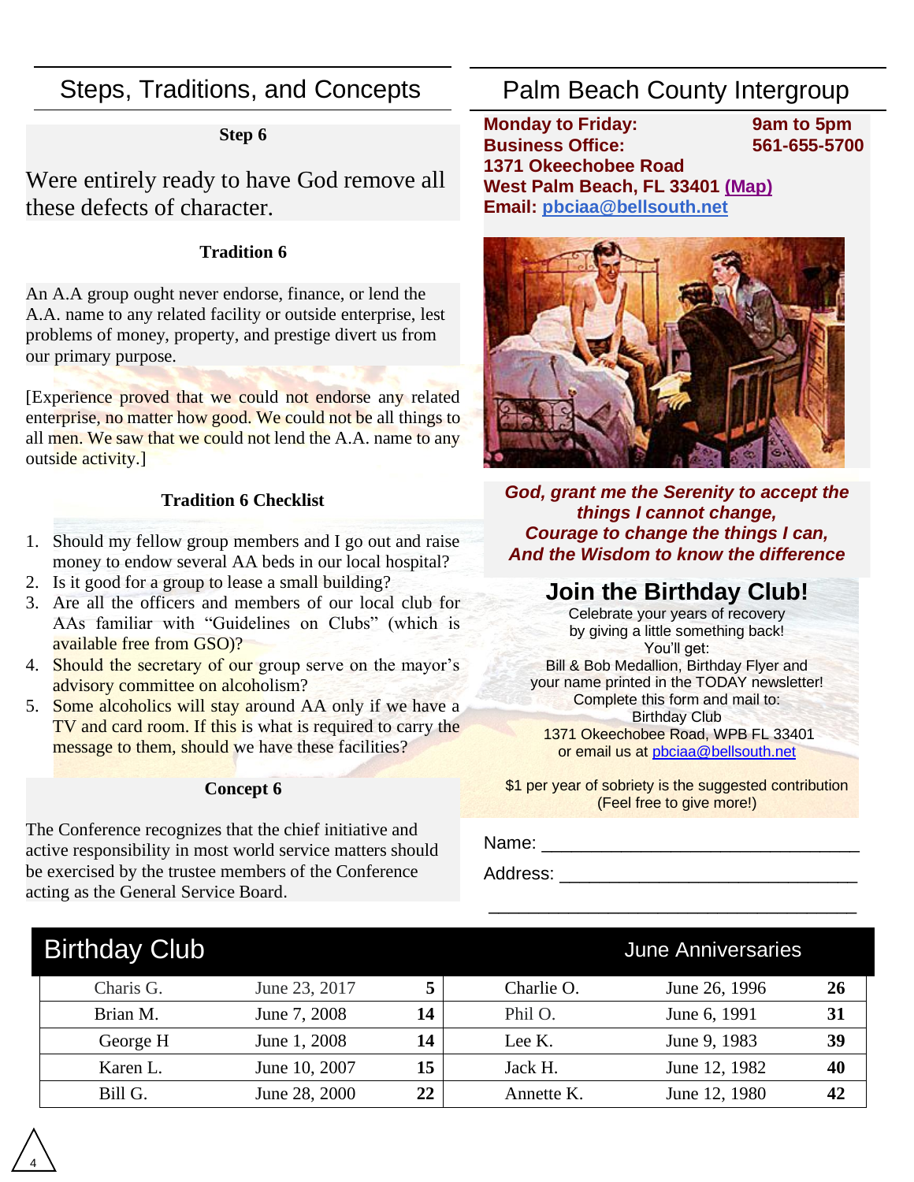## Steps, Traditions, and Concepts

**Step 6**

Were entirely ready to have God remove all these defects of character.

**Tradition 6**

An A.A group ought never endorse, finance, or lend the A.A. name to any related facility or outside enterprise, lest problems of money, property, and prestige divert us from our primary purpose.

[Experience proved that we could not endorse any related enterprise, no matter how good. We could not be all things to all men. We saw that we could not lend the A.A. name to any outside activity.]

**Tradition 6 Checklist**

1. Should my fellow group members and I go out and raise money to endow several AA beds in our local hospital?
2. Is it good for a group to lease a small building?
3. Are all the officers and members of our local club for AAs familiar with "Guidelines on Clubs" (which is available free from GSO)?
4. Should the secretary of our group serve on the mayor's advisory committee on alcoholism?
5. Some alcoholics will stay around AA only if we have a TV and card room. If this is what is required to carry the message to them, should we have these facilities?

**Concept 6**

The Conference recognizes that the chief initiative and active responsibility in most world service matters should be exercised by the trustee members of the Conference acting as the General Service Board.

## Palm Beach County Intergroup

**Monday to Friday: 9am to 5pm**
**Business Office: 561-655-5700**
**1371 Okeechobee Road**
**West Palm Beach, FL 33401 (Map)**
**Email: pbciaa@bellsouth.net**

***God, grant me the Serenity to accept the things I cannot change,***
***Courage to change the things I can,***
***And the Wisdom to know the difference***

## Join the Birthday Club!

Celebrate your years of recovery
by giving a little something back!
You'll get:
Bill & Bob Medallion, Birthday Flyer and
your name printed in the TODAY newsletter!
Complete this form and mail to:
Birthday Club
1371 Okeechobee Road, WPB FL 33401
or email us at pbciaa@bellsouth.net

$1 per year of sobriety is the suggested contribution
(Feel free to give more!)

Name: ________________________________

Address: ______________________________

______________________________________

## Birthday Club — June Anniversaries

| | | | | | |
|---|---|---|---|---|---|
| Charis G. | June 23, 2017 | **5** | Charlie O. | June 26, 1996 | **26** |
| Brian M. | June 7, 2008 | **14** | Phil O. | June 6, 1991 | **31** |
| George H | June 1, 2008 | **14** | Lee K. | June 9, 1983 | **39** |
| Karen L. | June 10, 2007 | **15** | Jack H. | June 12, 1982 | **40** |
| Bill G. | June 28, 2000 | **22** | Annette K. | June 12, 1980 | **42** |